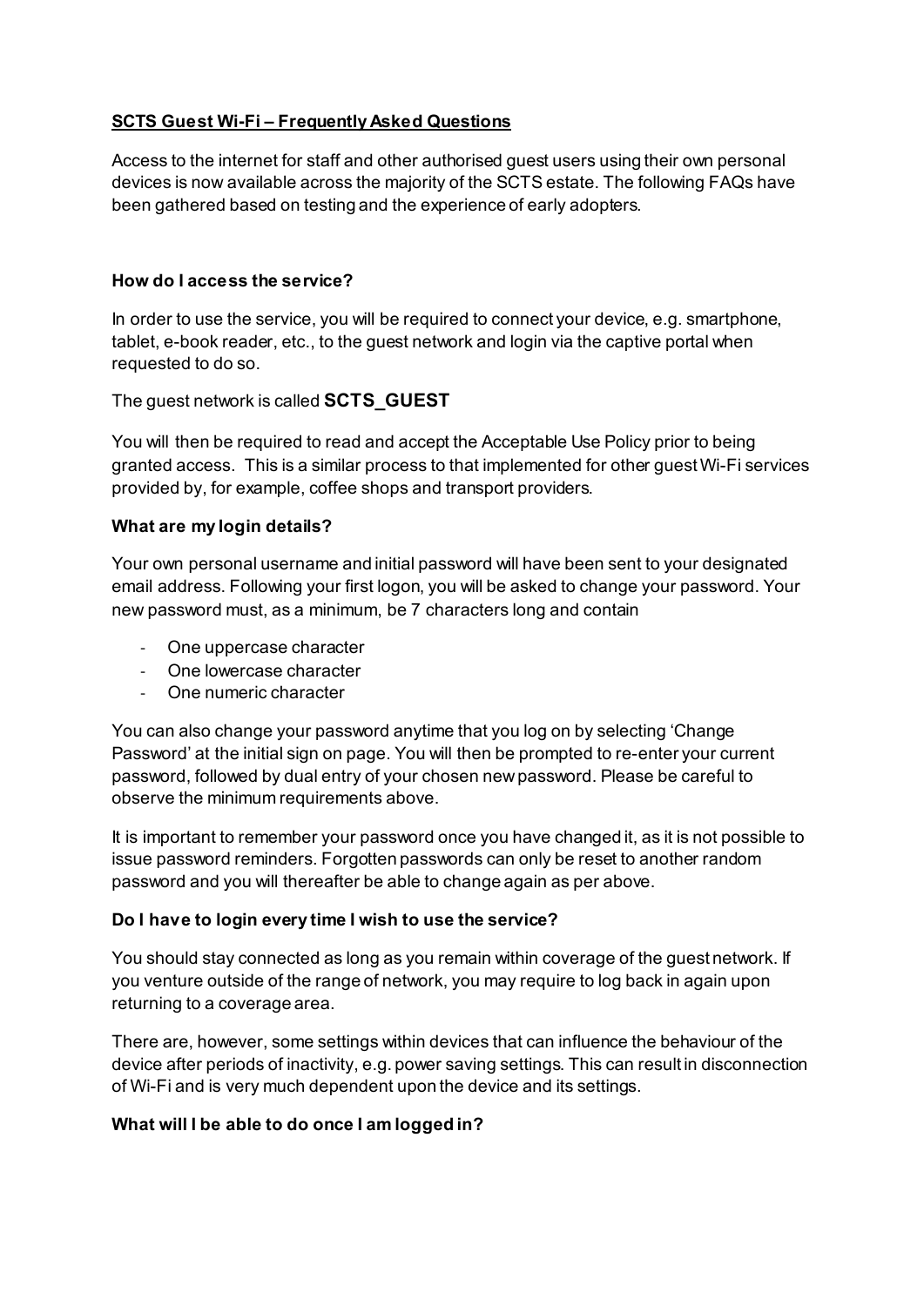# **SCTS Guest Wi-Fi – Frequently Asked Questions**

Access to the internet for staff and other authorised guest users using their own personal devices is now available across the majority of the SCTS estate. The following FAQs have been gathered based on testing and the experience of early adopters.

### How do I access the service?

In order to use the service, you will be required to connect your device, e.g. smartphone, tablet, e-book reader, etc., to the guest network and login via the captive portal when requested to do so.

The guest network is called **SCTS_GUEST**

You will then be required to read and accept the Acceptable Use Policy prior to being granted access. This is a similar process to that implemented for other guest Wi-Fi services provided by, for example, coffee shops and transport providers.

### What are my login details?

Your own personal username and initial password will have been sent to your designated email address. Following your first logon, you will be asked to change your password. Your new password must, as a minimum, be 7 characters long and contain

- One uppercase character
- One lowercase character
- One numeric character

You can also change your password anytime that you log on by selecting 'Change Password' at the initial sign on page. You will then be prompted to re-enter your current password, followed by dual entry of your chosen new password. Please be careful to observe the minimum requirements above.

It is important to remember your password once you have changed it, as it is not possible to issue password reminders. Forgotten passwords can only be reset to another random password and you will thereafter be able to change again as per above.

### Do I have to login every time I wish to use the service?

You should stay connected as long as you remain within coverage of the guest network. If you venture outside of the range of network, you may require to log back in again upon returning to a coverage area.

There are, however, some settings within devices that can influence the behaviour of the device after periods of inactivity, e.g. power saving settings. This can result in disconnection of Wi-Fi and is very much dependent upon the device and its settings.

### What will I be able to do once I am logged in?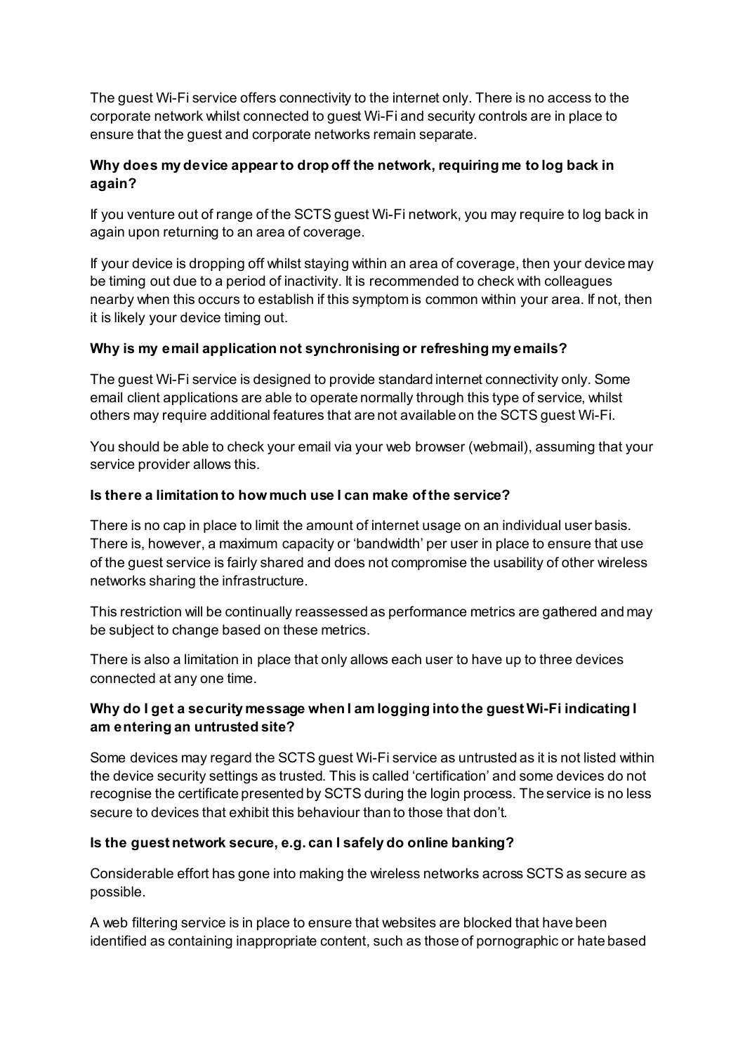The guest Wi-Fi service offers connectivity to the internet only. There is no access to the corporate network whilst connected to guest Wi-Fi and security controls are in place to ensure that the guest and corporate networks remain separate.

**Why does my device appear to drop off the network, requiring me to log back in again?**

If you venture out of range of the SCTS guest Wi-Fi network, you may require to log back in again upon returning to an area of coverage.

If your device is dropping off whilst staying within an area of coverage, then your device may be timing out due to a period of inactivity. It is recommended to check with colleagues nearby when this occurs to establish if this symptom is common within your area. If not, then it is likely your device timing out.

**Why is my email application not synchronising or refreshing my emails?**

The guest Wi-Fi service is designed to provide standard internet connectivity only. Some email client applications are able to operate normally through this type of service, whilst others may require additional features that are not available on the SCTS guest Wi-Fi.

You should be able to check your email via your web browser (webmail), assuming that your service provider allows this.

**Is there a limitation to how much use I can make of the service?**

There is no cap in place to limit the amount of internet usage on an individual user basis. There is, however, a maximum capacity or 'bandwidth' per user in place to ensure that use of the guest service is fairly shared and does not compromise the usability of other wireless networks sharing the infrastructure.

This restriction will be continually reassessed as performance metrics are gathered and may be subject to change based on these metrics.

There is also a limitation in place that only allows each user to have up to three devices connected at any one time.

**Why do I get a security message when I am logging into the guest Wi-Fi indicating I am entering an untrusted site?**

Some devices may regard the SCTS guest Wi-Fi service as untrusted as it is not listed within the device security settings as trusted. This is called 'certification' and some devices do not recognise the certificate presented by SCTS during the login process. The service is no less secure to devices that exhibit this behaviour than to those that don't.

**Is the guest network secure, e.g. can I safely do online banking?**

Considerable effort has gone into making the wireless networks across SCTS as secure as possible.

A web filtering service is in place to ensure that websites are blocked that have been identified as containing inappropriate content, such as those of pornographic or hate based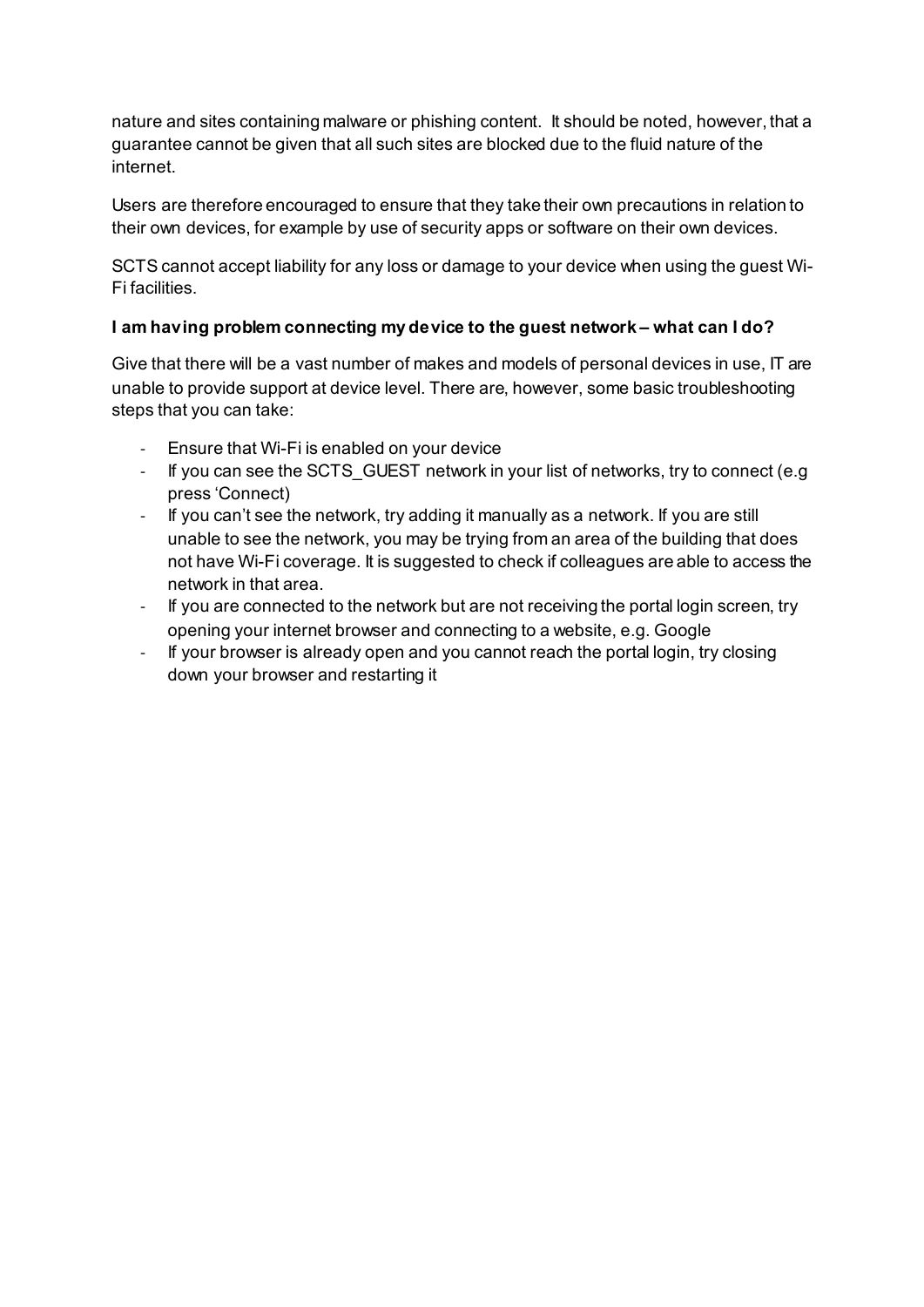nature and sites containing malware or phishing content. It should be noted, however, that a guarantee cannot be given that all such sites are blocked due to the fluid nature of the internet.

Users are therefore encouraged to ensure that they take their own precautions in relation to their own devices, for example by use of security apps or software on their own devices.

SCTS cannot accept liability for any loss or damage to your device when using the guest Wi-Fi facilities.

**I am having problem connecting my device to the guest network – what can I do?**

Give that there will be a vast number of makes and models of personal devices in use, IT are unable to provide support at device level. There are, however, some basic troubleshooting steps that you can take:

- Ensure that Wi-Fi is enabled on your device
- If you can see the SCTS_GUEST network in your list of networks, try to connect (e.g press 'Connect)
- If you can't see the network, try adding it manually as a network. If you are still unable to see the network, you may be trying from an area of the building that does not have Wi-Fi coverage. It is suggested to check if colleagues are able to access the network in that area.
- If you are connected to the network but are not receiving the portal login screen, try opening your internet browser and connecting to a website, e.g. Google
- If your browser is already open and you cannot reach the portal login, try closing down your browser and restarting it